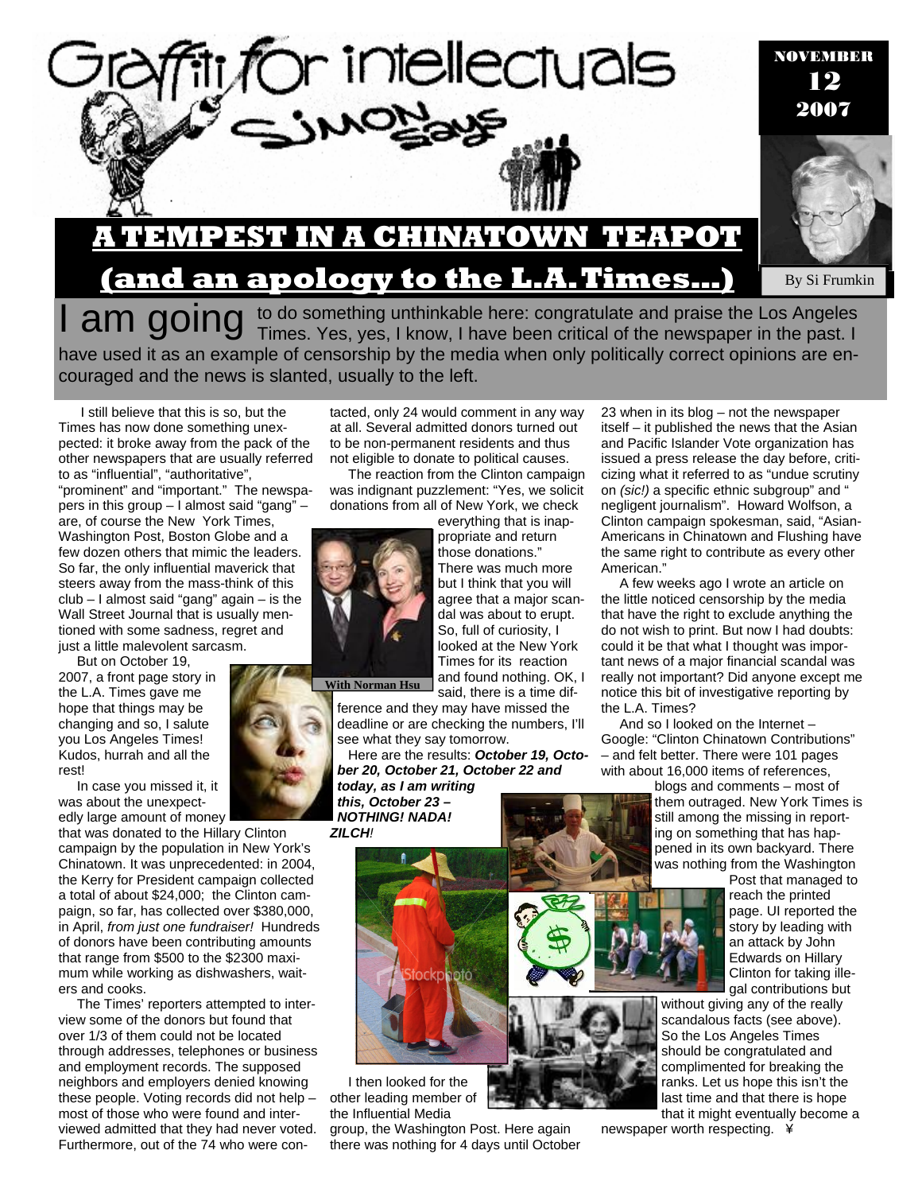# Graffiti for intellectuals

## SIMON SAYS

**NOVEMBER 12 2007**

# A TEMPEST IN A CHINATOWN TEAPOT

## (and an apology to the L.A. Times...)

By Si Frumkin

I am going to do something unthinkable here: congratulate and praise the Los Angeles Times. Yes, yes, I know, I have been critical of the newspaper in the past. I have used it as an example of censorship by the media when only politically correct opinions are encouraged and the news is slanted, usually to the left.

I still believe that this is so, but the Times has now done something unexpected: it broke away from the pack of the other newspapers that are usually referred to as "influential", "authoritative", "prominent" and "important." The newspapers in this group – I almost said "gang" – are, of course the New York Times, Washington Post, Boston Globe and a few dozen others that mimic the leaders. So far, the only influential maverick that steers away from the mass-think of this club – I almost said "gang" again – is the Wall Street Journal that is usually mentioned with some sadness, regret and just a little malevolent sarcasm.

But on October 19, 2007, a front page story in the L.A. Times gave me hope that things may be changing and so, I salute you Los Angeles Times! Kudos, hurrah and all the rest!

In case you missed it, it was about the unexpectedly large amount of money that was donated to the Hillary Clinton campaign by the population in New York's Chinatown. It was unprecedented: in 2004, the Kerry for President campaign collected a total of about $24,000; the Clinton campaign, so far, has collected over $380,000, in April, *from just one fundraiser!* Hundreds of donors have been contributing amounts that range from $500 to the $2300 maximum while working as dishwashers, waiters and cooks.

The Times' reporters attempted to interview some of the donors but found that over 1/3 of them could not be located through addresses, telephones or business and employment records. The supposed neighbors and employers denied knowing these people. Voting records did not help – most of those who were found and interviewed admitted that they had never voted. Furthermore, out of the 74 who were contacted, only 24 would comment in any way at all. Several admitted donors turned out to be non-permanent residents and thus not eligible to donate to political causes.

The reaction from the Clinton campaign was indignant puzzlement: "Yes, we solicit donations from all of New York, we check everything that is inappropriate and return those donations." There was much more but I think that you will agree that a major scandal was about to erupt. So, full of curiosity, I looked at the New York Times for its reaction and found nothing. OK, I said, there is a time difference and they may have missed the deadline or are checking the numbers, I'll see what they say tomorrow.

With Norman Hsu

Here are the results: ***October 19, October 20, October 21, October 22 and today, as I am writing this, October 23 – NOTHING! NADA! ZILCH!***

I then looked for the other leading member of the Influential Media group, the Washington Post. Here again there was nothing for 4 days until October 23 when in its blog – not the newspaper itself – it published the news that the Asian and Pacific Islander Vote organization has issued a press release the day before, criticizing what it referred to as "undue scrutiny on *(sic!)* a specific ethnic subgroup" and " negligent journalism". Howard Wolfson, a Clinton campaign spokesman, said, "Asian-Americans in Chinatown and Flushing have the same right to contribute as every other American."

A few weeks ago I wrote an article on the little noticed censorship by the media that have the right to exclude anything the do not wish to print. But now I had doubts: could it be that what I thought was important news of a major financial scandal was really not important? Did anyone except me notice this bit of investigative reporting by the L.A. Times?

And so I looked on the Internet – Google: "Clinton Chinatown Contributions" – and felt better. There were 101 pages with about 16,000 items of references, blogs and comments – most of them outraged. New York Times is still among the missing in reporting on something that has happened in its own backyard. There was nothing from the Washington Post that managed to reach the printed page. UI reported the story by leading with an attack by John Edwards on Hillary Clinton for taking illegal contributions but without giving any of the really scandalous facts (see above). So the Los Angeles Times should be congratulated and complimented for breaking the ranks. Let us hope this isn't the last time and that there is hope that it might eventually become a newspaper worth respecting. ¥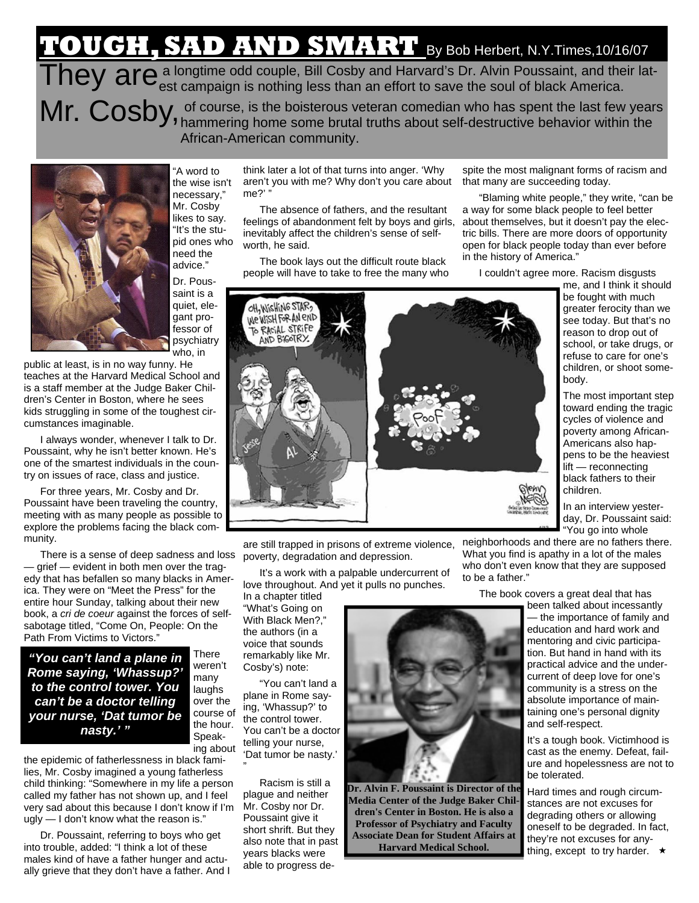# TOUGH, SAD AND SMART

By Bob Herbert, N.Y.Times,10/16/07

They are a longtime odd couple, Bill Cosby and Harvard's Dr. Alvin Poussaint, and their latest campaign is nothing less than an effort to save the soul of black America.

Mr. Cosby, of course, is the boisterous veteran comedian who has spent the last few years hammering home some brutal truths about self-destructive behavior within the African-American community.

"A word to the wise isn't necessary," Mr. Cosby likes to say. "It's the stupid ones who need the advice."

Dr. Poussaint is a quiet, elegant professor of psychiatry who, in public at least, is in no way funny. He teaches at the Harvard Medical School and is a staff member at the Judge Baker Children's Center in Boston, where he sees kids struggling in some of the toughest circumstances imaginable.

I always wonder, whenever I talk to Dr. Poussaint, why he isn't better known. He's one of the smartest individuals in the country on issues of race, class and justice.

For three years, Mr. Cosby and Dr. Poussaint have been traveling the country, meeting with as many people as possible to explore the problems facing the black community.

There is a sense of deep sadness and loss — grief — evident in both men over the tragedy that has befallen so many blacks in America. They were on "Meet the Press" for the entire hour Sunday, talking about their new book, a *cri de coeur* against the forces of self-sabotage titled, "Come On, People: On the Path From Victims to Victors."

> ***"You can't land a plane in Rome saying, 'Whassup?' to the control tower. You can't be a doctor telling your nurse, 'Dat tumor be nasty.' "***

There weren't many laughs over the course of the hour. Speaking about the epidemic of fatherlessness in black families, Mr. Cosby imagined a young fatherless child thinking: "Somewhere in my life a person called my father has not shown up, and I feel very sad about this because I don't know if I'm ugly — I don't know what the reason is."

Dr. Poussaint, referring to boys who get into trouble, added: "I think a lot of these males kind of have a father hunger and actually grieve that they don't have a father. And I think later a lot of that turns into anger. 'Why aren't you with me? Why don't you care about me?' "

The absence of fathers, and the resultant feelings of abandonment felt by boys and girls, inevitably affect the children's sense of self-worth, he said.

The book lays out the difficult route black people will have to take to free the many who are still trapped in prisons of extreme violence, poverty, degradation and depression.

It's a work with a palpable undercurrent of love throughout. And yet it pulls no punches. In a chapter titled "What's Going on With Black Men?," the authors (in a voice that sounds remarkably like Mr. Cosby's) note:

"You can't land a plane in Rome saying, 'Whassup?' to the control tower. You can't be a doctor telling your nurse, 'Dat tumor be nasty.' "

Racism is still a plague and neither Mr. Cosby nor Dr. Poussaint give it short shrift. But they also note that in past years blacks were able to progress despite the most malignant forms of racism and that many are succeeding today.

"Blaming white people," they write, "can be a way for some black people to feel better about themselves, but it doesn't pay the electric bills. There are more doors of opportunity open for black people today than ever before in the history of America."

I couldn't agree more. Racism disgusts me, and I think it should be fought with much greater ferocity than we see today. But that's no reason to drop out of school, or take drugs, or refuse to care for one's children, or shoot somebody.

The most important step toward ending the tragic cycles of violence and poverty among African-Americans also happens to be the heaviest lift — reconnecting black fathers to their children.

In an interview yesterday, Dr. Poussaint said: "You go into whole neighborhoods and there are no fathers there. What you find is apathy in a lot of the males who don't even know that they are supposed to be a father."

The book covers a great deal that has been talked about incessantly — the importance of family and education and hard work and mentoring and civic participation. But hand in hand with its practical advice and the undercurrent of deep love for one's community is a stress on the absolute importance of maintaining one's personal dignity and self-respect.

It's a tough book. Victimhood is cast as the enemy. Defeat, failure and hopelessness are not to be tolerated.

Hard times and rough circumstances are not excuses for degrading others or allowing oneself to be degraded. In fact, they're not excuses for anything, except to try harder. ★

**Dr. Alvin F. Poussaint is Director of the Media Center of the Judge Baker Children's Center in Boston. He is also a Professor of Psychiatry and Faculty Associate Dean for Student Affairs at Harvard Medical School.**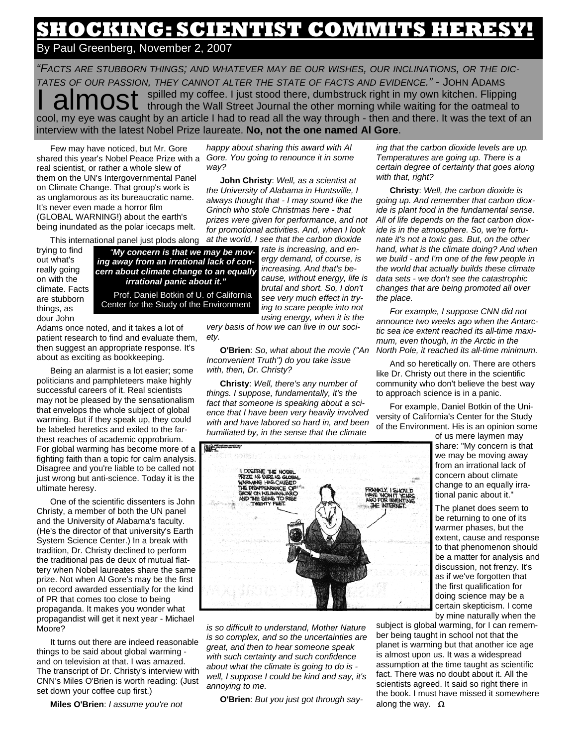# SHOCKING: SCIENTIST COMMITS HERESY!

By Paul Greenberg, November 2, 2007

*"Facts are stubborn things; and whatever may be our wishes, our inclinations, or the dictates of our passion, they cannot alter the state of facts and evidence."* - John Adams

I almost spilled my coffee. I just stood there, dumbstruck right in my own kitchen. Flipping through the Wall Street Journal the other morning while waiting for the oatmeal to cool, my eye was caught by an article I had to read all the way through - then and there. It was the text of an interview with the latest Nobel Prize laureate. **No, not the one named Al Gore**.

Few may have noticed, but Mr. Gore shared this year's Nobel Peace Prize with a real scientist, or rather a whole slew of them on the UN's Intergovernmental Panel on Climate Change. That group's work is as unglamorous as its bureaucratic name. It's never even made a horror film (GLOBAL WARNING!) about the earth's being inundated as the polar icecaps melt.

This international panel just plods along trying to find out what's really going on with the climate. Facts are stubborn things, as dour John Adams once noted, and it takes a lot of patient research to find and evaluate them, then suggest an appropriate response. It's about as exciting as bookkeeping.

> ***"My concern is that we may be moving away from an irrational lack of concern about climate change to an equally irrational panic about it."***
>
> Prof. Daniel Botkin of U. of California Center for the Study of the Environment

Being an alarmist is a lot easier; some politicians and pamphleteers make highly successful careers of it. Real scientists may not be pleased by the sensationalism that envelops the whole subject of global warming. But if they speak up, they could be labeled heretics and exiled to the farthest reaches of academic opprobrium. For global warming has become more of a fighting faith than a topic for calm analysis. Disagree and you're liable to be called not just wrong but anti-science. Today it is the ultimate heresy.

One of the scientific dissenters is John Christy, a member of both the UN panel and the University of Alabama's faculty. (He's the director of that university's Earth System Science Center.) In a break with tradition, Dr. Christy declined to perform the traditional pas de deux of mutual flattery when Nobel laureates share the same prize. Not when Al Gore's may be the first on record awarded essentially for the kind of PR that comes too close to being propaganda. It makes you wonder what propagandist will get it next year - Michael Moore?

It turns out there are indeed reasonable things to be said about global warming - and on television at that. I was amazed. The transcript of Dr. Christy's interview with CNN's Miles O'Brien is worth reading: (Just set down your coffee cup first.)

**Miles O'Brien**: *I assume you're not happy about sharing this award with Al Gore. You going to renounce it in some way?*

**John Christy**: *Well, as a scientist at the University of Alabama in Huntsville, I always thought that - I may sound like the Grinch who stole Christmas here - that prizes were given for performance, and not for promotional activities. And, when I look at the world, I see that the carbon dioxide rate is increasing, and energy demand, of course, is increasing. And that's because, without energy, life is brutal and short. So, I don't see very much effect in trying to scare people into not using energy, when it is the very basis of how we can live in our society.*

**O'Brien**: *So, what about the movie ("An Inconvenient Truth") do you take issue with, then, Dr. Christy?*

**Christy**: *Well, there's any number of things. I suppose, fundamentally, it's the fact that someone is speaking about a science that I have been very heavily involved with and have labored so hard in, and been humiliated by, in the sense that the climate is so difficult to understand, Mother Nature is so complex, and so the uncertainties are great, and then to hear someone speak with such certainty and such confidence about what the climate is going to do is - well, I suppose I could be kind and say, it's annoying to me.*

**O'Brien**: *But you just got through saying that the carbon dioxide levels are up. Temperatures are going up. There is a certain degree of certainty that goes along with that, right?*

**Christy**: *Well, the carbon dioxide is going up. And remember that carbon dioxide is plant food in the fundamental sense. All of life depends on the fact carbon dioxide is in the atmosphere. So, we're fortunate it's not a toxic gas. But, on the other hand, what is the climate doing? And when we build - and I'm one of the few people in the world that actually builds these climate data sets - we don't see the catastrophic changes that are being promoted all over the place.*

*For example, I suppose CNN did not announce two weeks ago when the Antarctic sea ice extent reached its all-time maximum, even though, in the Arctic in the North Pole, it reached its all-time minimum.*

And so heretically on. There are others like Dr. Christy out there in the scientific community who don't believe the best way to approach science is in a panic.

For example, Daniel Botkin of the University of California's Center for the Study of the Environment. His is an opinion some of us mere laymen may share: "My concern is that we may be moving away from an irrational lack of concern about climate change to an equally irrational panic about it."

The planet does seem to be returning to one of its warmer phases, but the extent, cause and response to that phenomenon should be a matter for analysis and discussion, not frenzy. It's as if we've forgotten that the first qualification for doing science may be a certain skepticism. I come by mine naturally when the subject is global warming, for I can remember being taught in school not that the planet is warming but that another ice age is almost upon us. It was a widespread assumption at the time taught as scientific fact. There was no doubt about it. All the scientists agreed. It said so right there in the book. I must have missed it somewhere along the way. Ω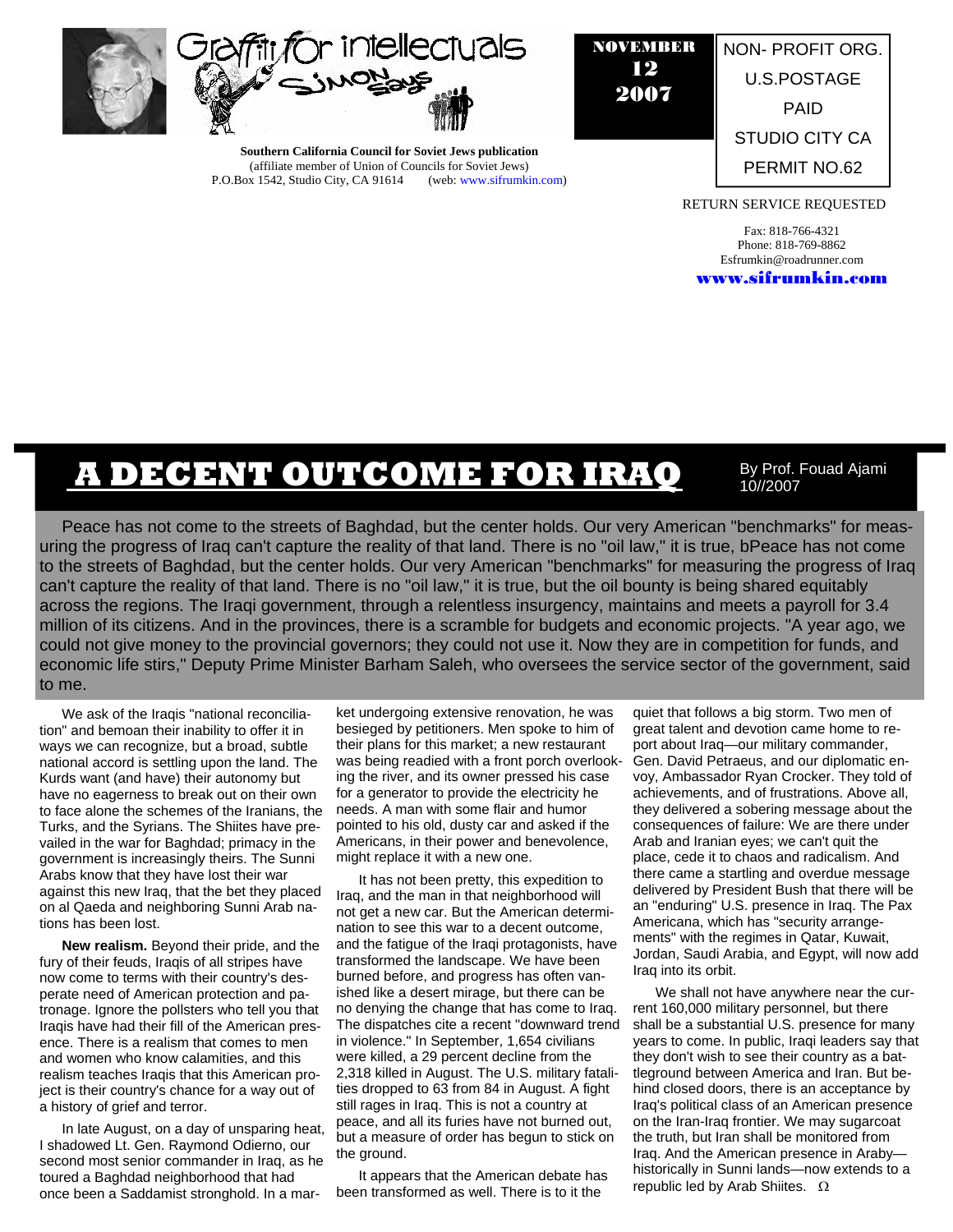Graffiti for intellectuals

Simon Says

**Southern California Council for Soviet Jews publication**
(affiliate member of Union of Councils for Soviet Jews)
P.O.Box 1542, Studio City, CA 91614 (web: www.sifrumkin.com)

**NOVEMBER 12 2007**

NON- PROFIT ORG.
U.S.POSTAGE
PAID
STUDIO CITY CA
PERMIT NO.62

RETURN SERVICE REQUESTED

Fax: 818-766-4321
Phone: 818-769-8862
Esfrumkin@roadrunner.com
**www.sifrumkin.com**

# A DECENT OUTCOME FOR IRAQ

By Prof. Fouad Ajami
10//2007

Peace has not come to the streets of Baghdad, but the center holds. Our very American "benchmarks" for measuring the progress of Iraq can't capture the reality of that land. There is no "oil law," it is true, bPeace has not come to the streets of Baghdad, but the center holds. Our very American "benchmarks" for measuring the progress of Iraq can't capture the reality of that land. There is no "oil law," it is true, but the oil bounty is being shared equitably across the regions. The Iraqi government, through a relentless insurgency, maintains and meets a payroll for 3.4 million of its citizens. And in the provinces, there is a scramble for budgets and economic projects. "A year ago, we could not give money to the provincial governors; they could not use it. Now they are in competition for funds, and economic life stirs," Deputy Prime Minister Barham Saleh, who oversees the service sector of the government, said to me.

We ask of the Iraqis "national reconciliation" and bemoan their inability to offer it in ways we can recognize, but a broad, subtle national accord is settling upon the land. The Kurds want (and have) their autonomy but have no eagerness to break out on their own to face alone the schemes of the Iranians, the Turks, and the Syrians. The Shiites have prevailed in the war for Baghdad; primacy in the government is increasingly theirs. The Sunni Arabs know that they have lost their war against this new Iraq, that the bet they placed on al Qaeda and neighboring Sunni Arab nations has been lost.

**New realism.** Beyond their pride, and the fury of their feuds, Iraqis of all stripes have now come to terms with their country's desperate need of American protection and patronage. Ignore the pollsters who tell you that Iraqis have had their fill of the American presence. There is a realism that comes to men and women who know calamities, and this realism teaches Iraqis that this American project is their country's chance for a way out of a history of grief and terror.

In late August, on a day of unsparing heat, I shadowed Lt. Gen. Raymond Odierno, our second most senior commander in Iraq, as he toured a Baghdad neighborhood that had once been a Saddamist stronghold. In a market undergoing extensive renovation, he was besieged by petitioners. Men spoke to him of their plans for this market; a new restaurant was being readied with a front porch overlooking the river, and its owner pressed his case for a generator to provide the electricity he needs. A man with some flair and humor pointed to his old, dusty car and asked if the Americans, in their power and benevolence, might replace it with a new one.

It has not been pretty, this expedition to Iraq, and the man in that neighborhood will not get a new car. But the American determination to see this war to a decent outcome, and the fatigue of the Iraqi protagonists, have transformed the landscape. We have been burned before, and progress has often vanished like a desert mirage, but there can be no denying the change that has come to Iraq. The dispatches cite a recent "downward trend in violence." In September, 1,654 civilians were killed, a 29 percent decline from the 2,318 killed in August. The U.S. military fatalities dropped to 63 from 84 in August. A fight still rages in Iraq. This is not a country at peace, and all its furies have not burned out, but a measure of order has begun to stick on the ground.

It appears that the American debate has been transformed as well. There is to it the quiet that follows a big storm. Two men of great talent and devotion came home to report about Iraq—our military commander, Gen. David Petraeus, and our diplomatic envoy, Ambassador Ryan Crocker. They told of achievements, and of frustrations. Above all, they delivered a sobering message about the consequences of failure: We are there under Arab and Iranian eyes; we can't quit the place, cede it to chaos and radicalism. And there came a startling and overdue message delivered by President Bush that there will be an "enduring" U.S. presence in Iraq. The Pax Americana, which has "security arrangements" with the regimes in Qatar, Kuwait, Jordan, Saudi Arabia, and Egypt, will now add Iraq into its orbit.

We shall not have anywhere near the current 160,000 military personnel, but there shall be a substantial U.S. presence for many years to come. In public, Iraqi leaders say that they don't wish to see their country as a battleground between America and Iran. But behind closed doors, there is an acceptance by Iraq's political class of an American presence on the Iran-Iraq frontier. We may sugarcoat the truth, but Iran shall be monitored from Iraq. And the American presence in Araby—historically in Sunni lands—now extends to a republic led by Arab Shiites. Ω